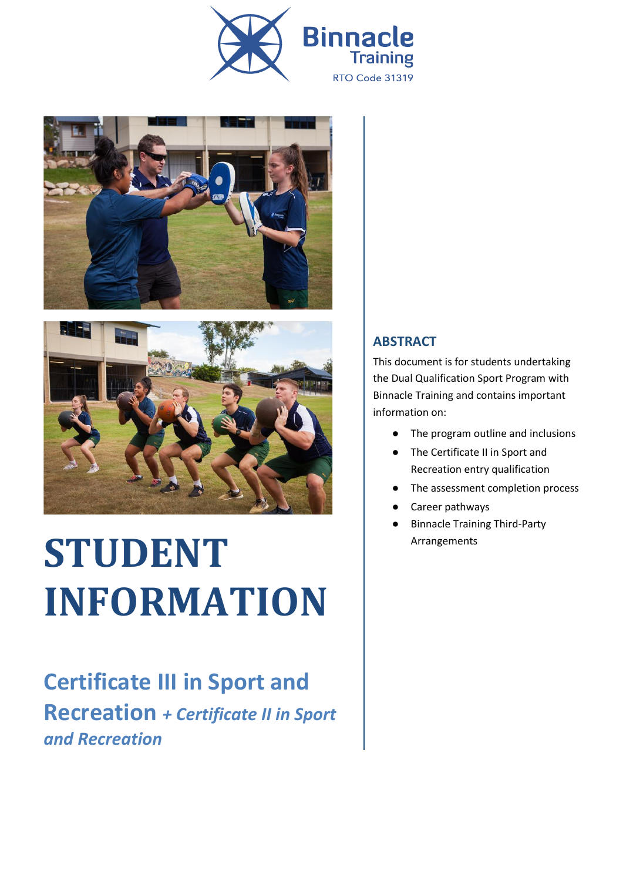Binnacle Training
RTO Code 31319

# STUDENT INFORMATION

## Certificate III in Sport and Recreation *+ Certificate II in Sport and Recreation*

### ABSTRACT

This document is for students undertaking the Dual Qualification Sport Program with Binnacle Training and contains important information on:

- The program outline and inclusions
- The Certificate II in Sport and Recreation entry qualification
- The assessment completion process
- Career pathways
- Binnacle Training Third-Party Arrangements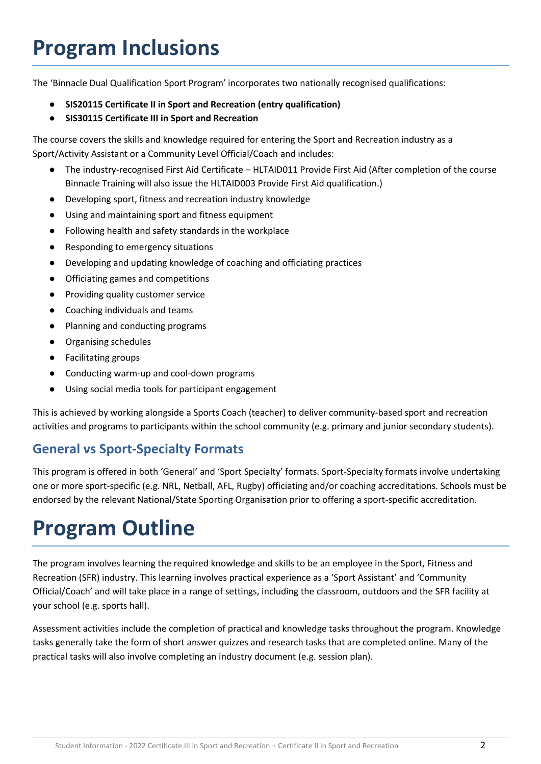# Program Inclusions

The 'Binnacle Dual Qualification Sport Program' incorporates two nationally recognised qualifications:

- **SIS20115 Certificate II in Sport and Recreation (entry qualification)**
- **SIS30115 Certificate III in Sport and Recreation**

The course covers the skills and knowledge required for entering the Sport and Recreation industry as a Sport/Activity Assistant or a Community Level Official/Coach and includes:

- The industry-recognised First Aid Certificate – HLTAID011 Provide First Aid (After completion of the course Binnacle Training will also issue the HLTAID003 Provide First Aid qualification.)
- Developing sport, fitness and recreation industry knowledge
- Using and maintaining sport and fitness equipment
- Following health and safety standards in the workplace
- Responding to emergency situations
- Developing and updating knowledge of coaching and officiating practices
- Officiating games and competitions
- Providing quality customer service
- Coaching individuals and teams
- Planning and conducting programs
- Organising schedules
- Facilitating groups
- Conducting warm-up and cool-down programs
- Using social media tools for participant engagement

This is achieved by working alongside a Sports Coach (teacher) to deliver community-based sport and recreation activities and programs to participants within the school community (e.g. primary and junior secondary students).

## General vs Sport-Specialty Formats

This program is offered in both 'General' and 'Sport Specialty' formats. Sport-Specialty formats involve undertaking one or more sport-specific (e.g. NRL, Netball, AFL, Rugby) officiating and/or coaching accreditations. Schools must be endorsed by the relevant National/State Sporting Organisation prior to offering a sport-specific accreditation.

# Program Outline

The program involves learning the required knowledge and skills to be an employee in the Sport, Fitness and Recreation (SFR) industry. This learning involves practical experience as a 'Sport Assistant' and 'Community Official/Coach' and will take place in a range of settings, including the classroom, outdoors and the SFR facility at your school (e.g. sports hall).

Assessment activities include the completion of practical and knowledge tasks throughout the program. Knowledge tasks generally take the form of short answer quizzes and research tasks that are completed online. Many of the practical tasks will also involve completing an industry document (e.g. session plan).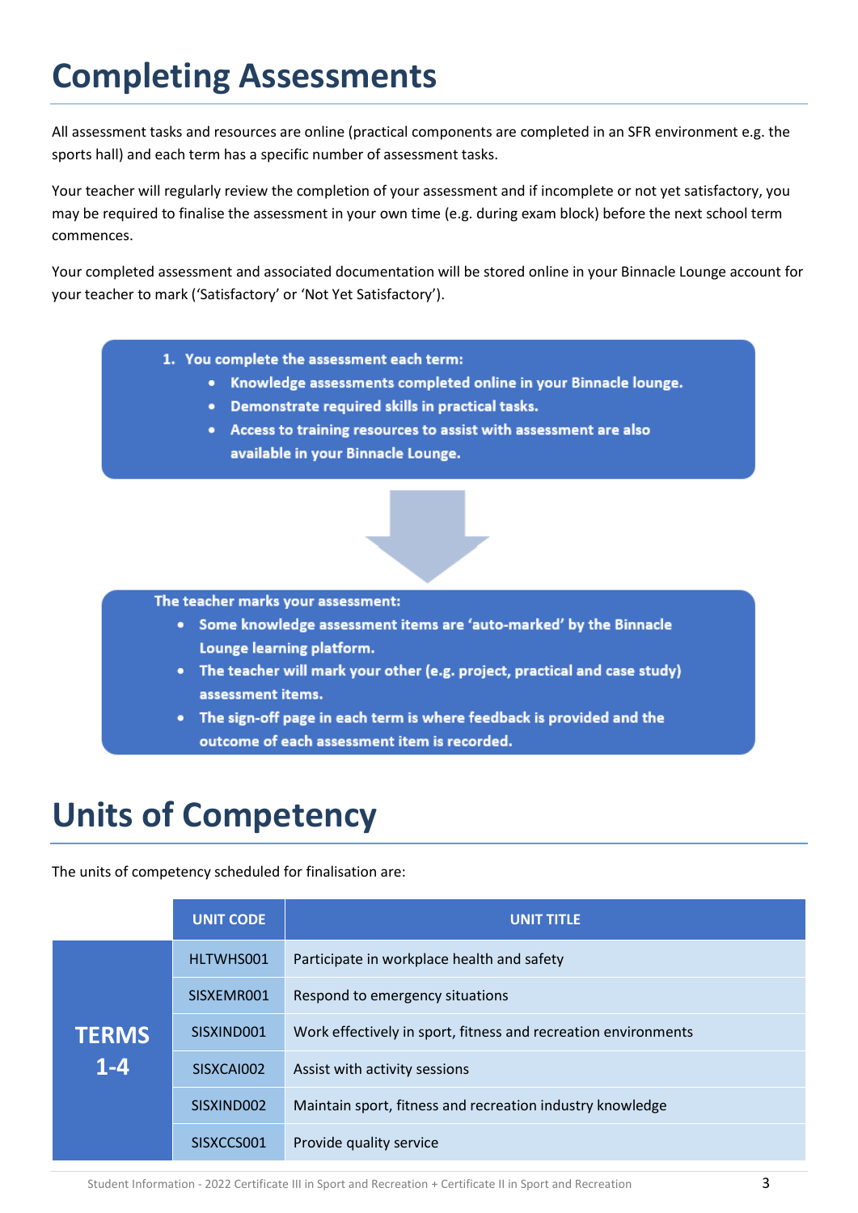# Completing Assessments

All assessment tasks and resources are online (practical components are completed in an SFR environment e.g. the sports hall) and each term has a specific number of assessment tasks.

Your teacher will regularly review the completion of your assessment and if incomplete or not yet satisfactory, you may be required to finalise the assessment in your own time (e.g. during exam block) before the next school term commences.

Your completed assessment and associated documentation will be stored online in your Binnacle Lounge account for your teacher to mark ('Satisfactory' or 'Not Yet Satisfactory').

1. **You complete the assessment each term:**
   - **Knowledge assessments completed online in your Binnacle lounge.**
   - **Demonstrate required skills in practical tasks.**
   - **Access to training resources to assist with assessment are also available in your Binnacle Lounge.**

**The teacher marks your assessment:**

- **Some knowledge assessment items are 'auto-marked' by the Binnacle Lounge learning platform.**
- **The teacher will mark your other (e.g. project, practical and case study) assessment items.**
- **The sign-off page in each term is where feedback is provided and the outcome of each assessment item is recorded.**

# Units of Competency

The units of competency scheduled for finalisation are:

| | UNIT CODE | UNIT TITLE |
|---|---|---|
| TERMS 1-4 | HLTWHS001 | Participate in workplace health and safety |
| | SISXEMR001 | Respond to emergency situations |
| | SISXIND001 | Work effectively in sport, fitness and recreation environments |
| | SISXCAI002 | Assist with activity sessions |
| | SISXIND002 | Maintain sport, fitness and recreation industry knowledge |
| | SISXCCS001 | Provide quality service |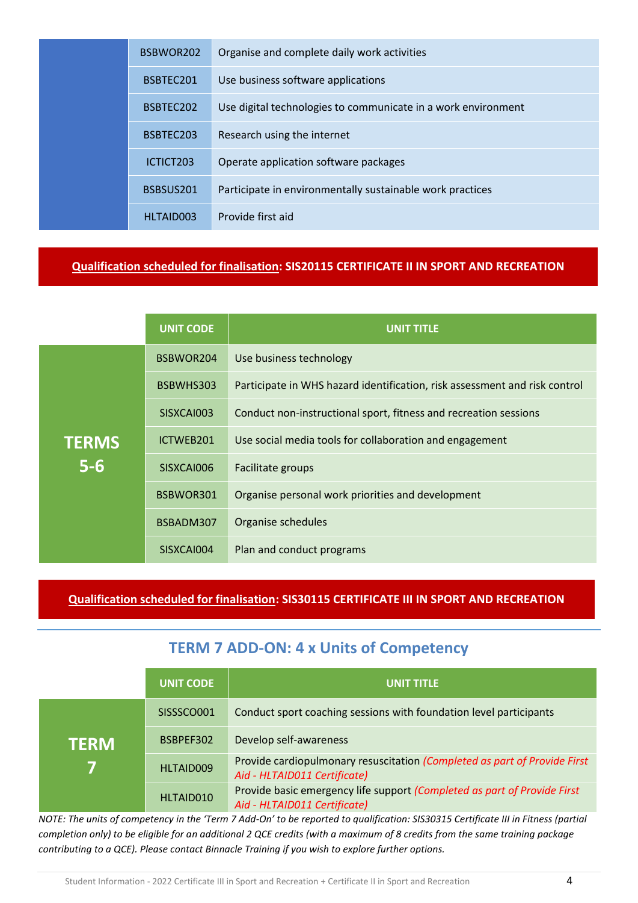| | | |
|---|---|---|
| | BSBWOR202 | Organise and complete daily work activities |
| | BSBTEC201 | Use business software applications |
| | BSBTEC202 | Use digital technologies to communicate in a work environment |
| | BSBTEC203 | Research using the internet |
| | ICTICT203 | Operate application software packages |
| | BSBSUS201 | Participate in environmentally sustainable work practices |
| | HLTAID003 | Provide first aid |

**Qualification scheduled for finalisation: SIS20115 CERTIFICATE II IN SPORT AND RECREATION**

| | UNIT CODE | UNIT TITLE |
|---|---|---|
| **TERMS 5-6** | BSBWOR204 | Use business technology |
| | BSBWHS303 | Participate in WHS hazard identification, risk assessment and risk control |
| | SISXCAI003 | Conduct non-instructional sport, fitness and recreation sessions |
| | ICTWEB201 | Use social media tools for collaboration and engagement |
| | SISXCAI006 | Facilitate groups |
| | BSBWOR301 | Organise personal work priorities and development |
| | BSBADM307 | Organise schedules |
| | SISXCAI004 | Plan and conduct programs |

**Qualification scheduled for finalisation: SIS30115 CERTIFICATE III IN SPORT AND RECREATION**

## TERM 7 ADD-ON: 4 x Units of Competency

| | UNIT CODE | UNIT TITLE |
|---|---|---|
| **TERM 7** | SISSSCO001 | Conduct sport coaching sessions with foundation level participants |
| | BSBPEF302 | Develop self-awareness |
| | HLTAID009 | Provide cardiopulmonary resuscitation *(Completed as part of Provide First Aid - HLTAID011 Certificate)* |
| | HLTAID010 | Provide basic emergency life support *(Completed as part of Provide First Aid - HLTAID011 Certificate)* |

*NOTE: The units of competency in the 'Term 7 Add-On' to be reported to qualification: SIS30315 Certificate III in Fitness (partial completion only) to be eligible for an additional 2 QCE credits (with a maximum of 8 credits from the same training package contributing to a QCE). Please contact Binnacle Training if you wish to explore further options.*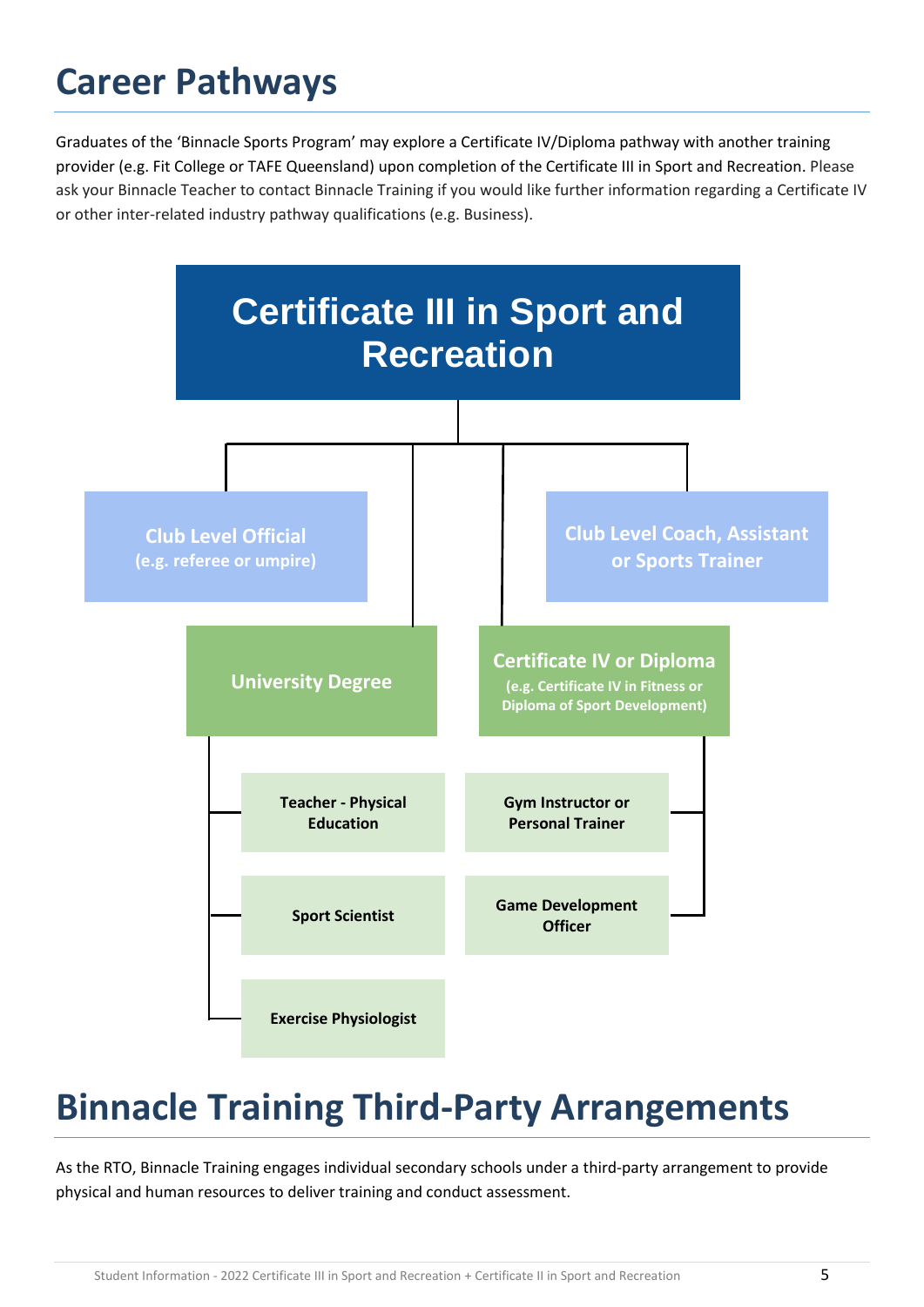# Career Pathways

Graduates of the 'Binnacle Sports Program' may explore a Certificate IV/Diploma pathway with another training provider (e.g. Fit College or TAFE Queensland) upon completion of the Certificate III in Sport and Recreation. Please ask your Binnacle Teacher to contact Binnacle Training if you would like further information regarding a Certificate IV or other inter-related industry pathway qualifications (e.g. Business).

**Certificate III in Sport and Recreation**

- **Club Level Official** (e.g. referee or umpire)
- **Club Level Coach, Assistant or Sports Trainer**
- **University Degree**
  - Teacher - Physical Education
  - Sport Scientist
  - Exercise Physiologist
- **Certificate IV or Diploma** (e.g. Certificate IV in Fitness or Diploma of Sport Development)
  - Gym Instructor or Personal Trainer
  - Game Development Officer

# Binnacle Training Third-Party Arrangements

As the RTO, Binnacle Training engages individual secondary schools under a third-party arrangement to provide physical and human resources to deliver training and conduct assessment.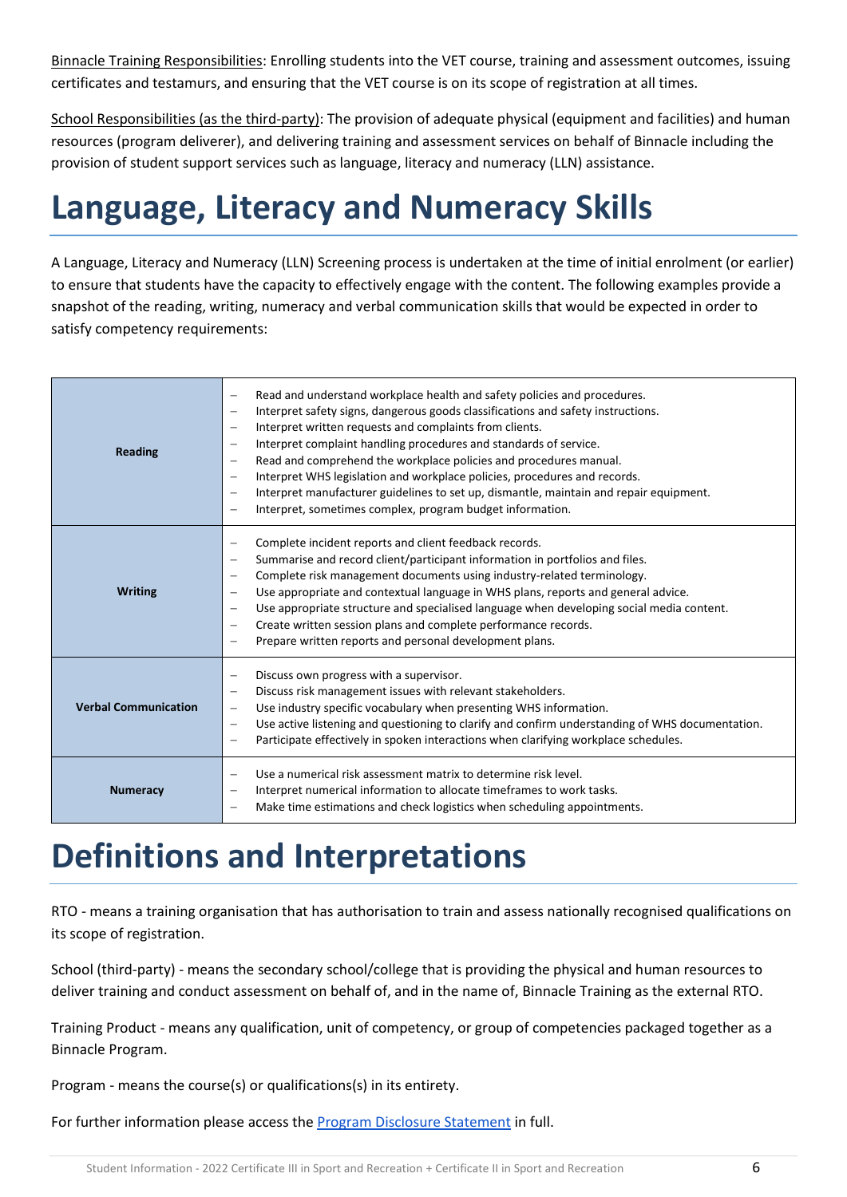Binnacle Training Responsibilities: Enrolling students into the VET course, training and assessment outcomes, issuing certificates and testamurs, and ensuring that the VET course is on its scope of registration at all times.

School Responsibilities (as the third-party): The provision of adequate physical (equipment and facilities) and human resources (program deliverer), and delivering training and assessment services on behalf of Binnacle including the provision of student support services such as language, literacy and numeracy (LLN) assistance.

# Language, Literacy and Numeracy Skills

A Language, Literacy and Numeracy (LLN) Screening process is undertaken at the time of initial enrolment (or earlier) to ensure that students have the capacity to effectively engage with the content. The following examples provide a snapshot of the reading, writing, numeracy and verbal communication skills that would be expected in order to satisfy competency requirements:

| | |
|---|---|
| **Reading** | – Read and understand workplace health and safety policies and procedures.<br>– Interpret safety signs, dangerous goods classifications and safety instructions.<br>– Interpret written requests and complaints from clients.<br>– Interpret complaint handling procedures and standards of service.<br>– Read and comprehend the workplace policies and procedures manual.<br>– Interpret WHS legislation and workplace policies, procedures and records.<br>– Interpret manufacturer guidelines to set up, dismantle, maintain and repair equipment.<br>– Interpret, sometimes complex, program budget information. |
| **Writing** | – Complete incident reports and client feedback records.<br>– Summarise and record client/participant information in portfolios and files.<br>– Complete risk management documents using industry-related terminology.<br>– Use appropriate and contextual language in WHS plans, reports and general advice.<br>– Use appropriate structure and specialised language when developing social media content.<br>– Create written session plans and complete performance records.<br>– Prepare written reports and personal development plans. |
| **Verbal Communication** | – Discuss own progress with a supervisor.<br>– Discuss risk management issues with relevant stakeholders.<br>– Use industry specific vocabulary when presenting WHS information.<br>– Use active listening and questioning to clarify and confirm understanding of WHS documentation.<br>– Participate effectively in spoken interactions when clarifying workplace schedules. |
| **Numeracy** | – Use a numerical risk assessment matrix to determine risk level.<br>– Interpret numerical information to allocate timeframes to work tasks.<br>– Make time estimations and check logistics when scheduling appointments. |

# Definitions and Interpretations

RTO - means a training organisation that has authorisation to train and assess nationally recognised qualifications on its scope of registration.

School (third-party) - means the secondary school/college that is providing the physical and human resources to deliver training and conduct assessment on behalf of, and in the name of, Binnacle Training as the external RTO.

Training Product - means any qualification, unit of competency, or group of competencies packaged together as a Binnacle Program.

Program - means the course(s) or qualifications(s) in its entirety.

For further information please access the Program Disclosure Statement in full.